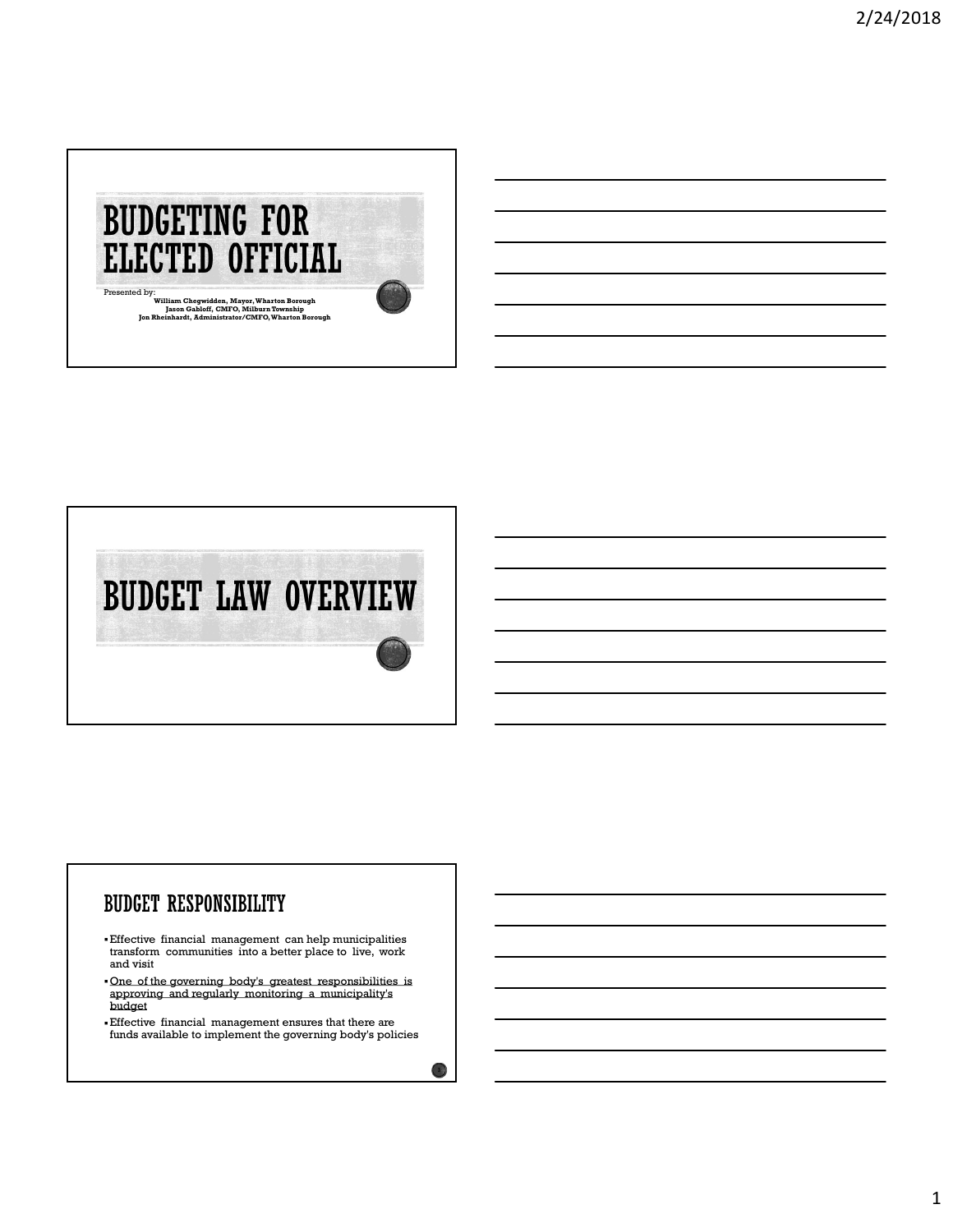# BUDGETING FOR ELECTED OFFICIAL

Presented by:

**William Chegwidden, Mayor, Wharton Borough**
**Jason Gabloff, CMFO, Milburn Township**
**Jon Rheinhardt, Administrator/CMFO, Wharton Borough**

# BUDGET LAW OVERVIEW

## BUDGET RESPONSIBILITY

- Effective financial management can help municipalities transform communities into a better place to live, work and visit
- One of the governing body's greatest responsibilities is approving and regularly monitoring a municipality's budget
- Effective financial management ensures that there are funds available to implement the governing body's policies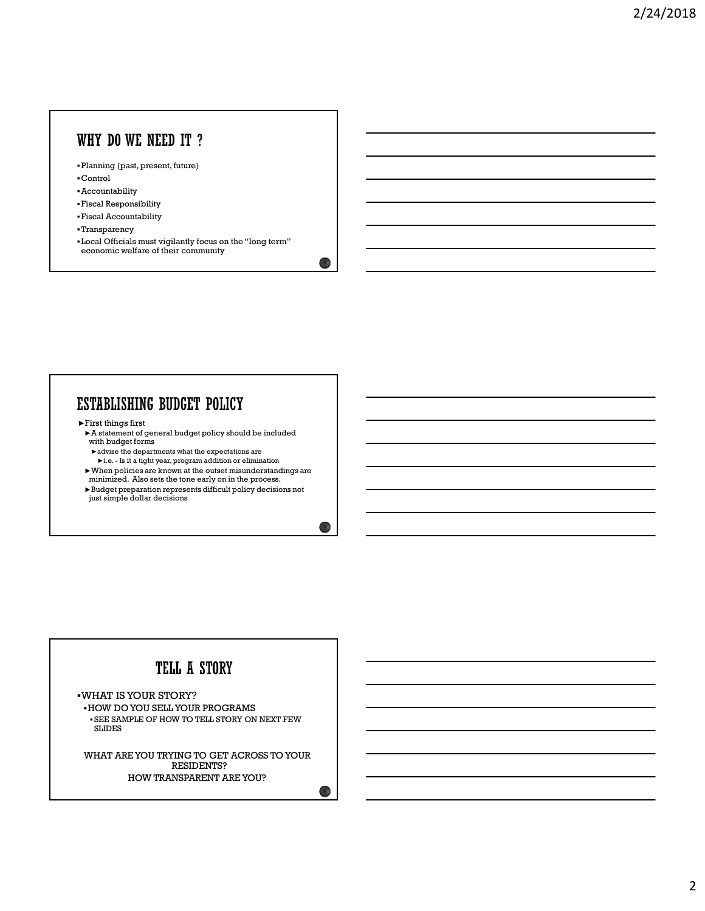## WHY DO WE NEED IT ?

- Planning (past, present, future)
- Control
- Accountability
- Fiscal Responsibility
- Fiscal Accountability
- Transparency
- Local Officials must vigilantly focus on the "long term" economic welfare of their community

## ESTABLISHING BUDGET POLICY

- First things first
  - A statement of general budget policy should be included with budget forms
    - advise the departments what the expectations are
      - i.e. - Is it a tight year, program addition or elimination
  - When policies are known at the outset misunderstandings are minimized. Also sets the tone early on in the process.
  - Budget preparation represents difficult policy decisions not just simple dollar decisions

## TELL A STORY

- WHAT IS YOUR STORY?
  - HOW DO YOU SELL YOUR PROGRAMS
    - SEE SAMPLE OF HOW TO TELL STORY ON NEXT FEW SLIDES

WHAT ARE YOU TRYING TO GET ACROSS TO YOUR RESIDENTS?

HOW TRANSPARENT ARE YOU?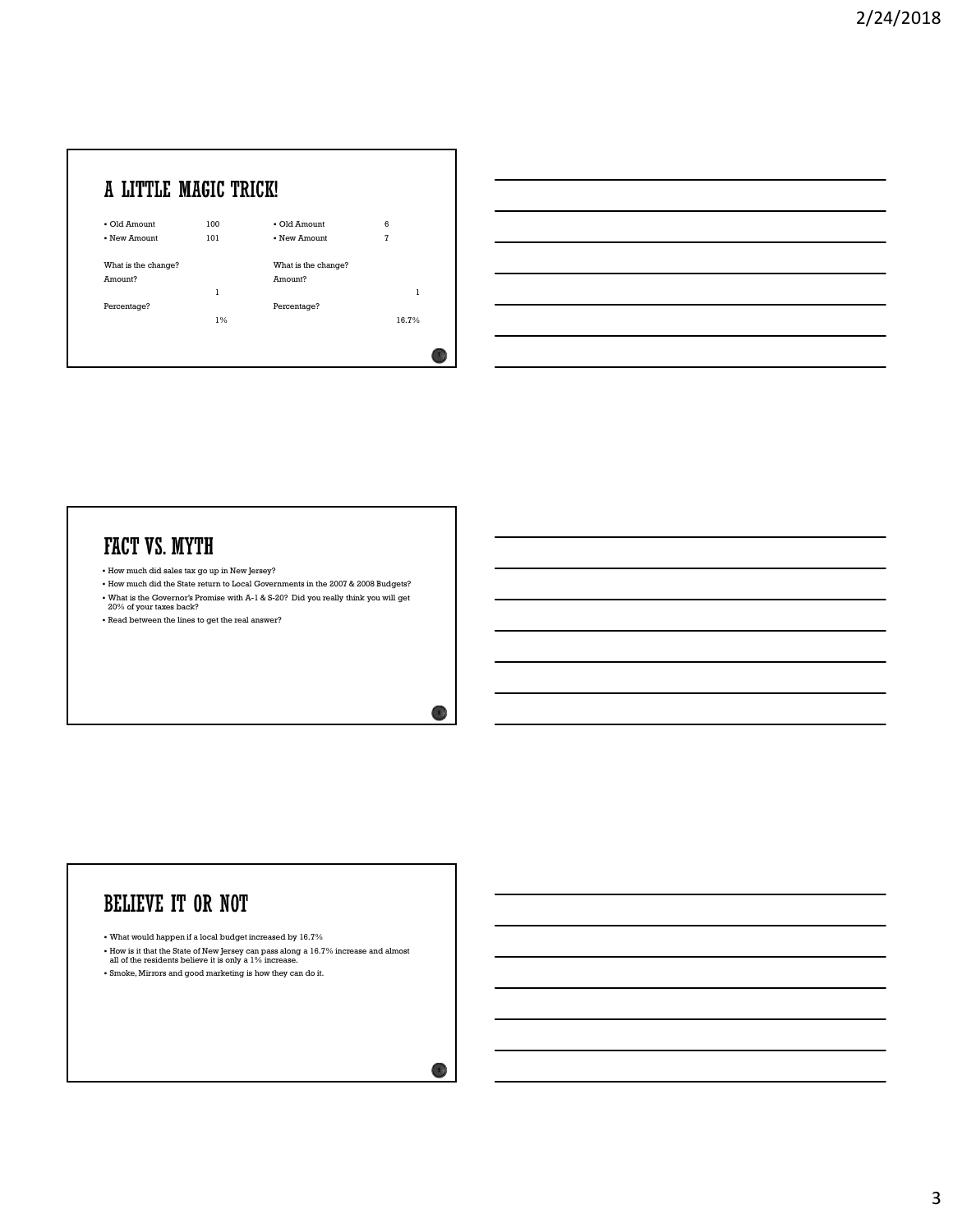## A LITTLE MAGIC TRICK!

| | | | |
|---|---|---|---|
| Old Amount | 100 | Old Amount | 6 |
| New Amount | 101 | New Amount | 7 |

What is the change?

| | | | |
|---|---|---|---|
| Amount? | 1 | Amount? | 1 |
| Percentage? | 1% | Percentage? | 16.7% |

## FACT VS. MYTH

- How much did sales tax go up in New Jersey?
- How much did the State return to Local Governments in the 2007 & 2008 Budgets?
- What is the Governor's Promise with A-1 & S-20? Did you really think you will get 20% of your taxes back?
- Read between the lines to get the real answer?

## BELIEVE IT OR NOT

- What would happen if a local budget increased by 16.7%
- How is it that the State of New Jersey can pass along a 16.7% increase and almost all of the residents believe it is only a 1% increase.
- Smoke, Mirrors and good marketing is how they can do it.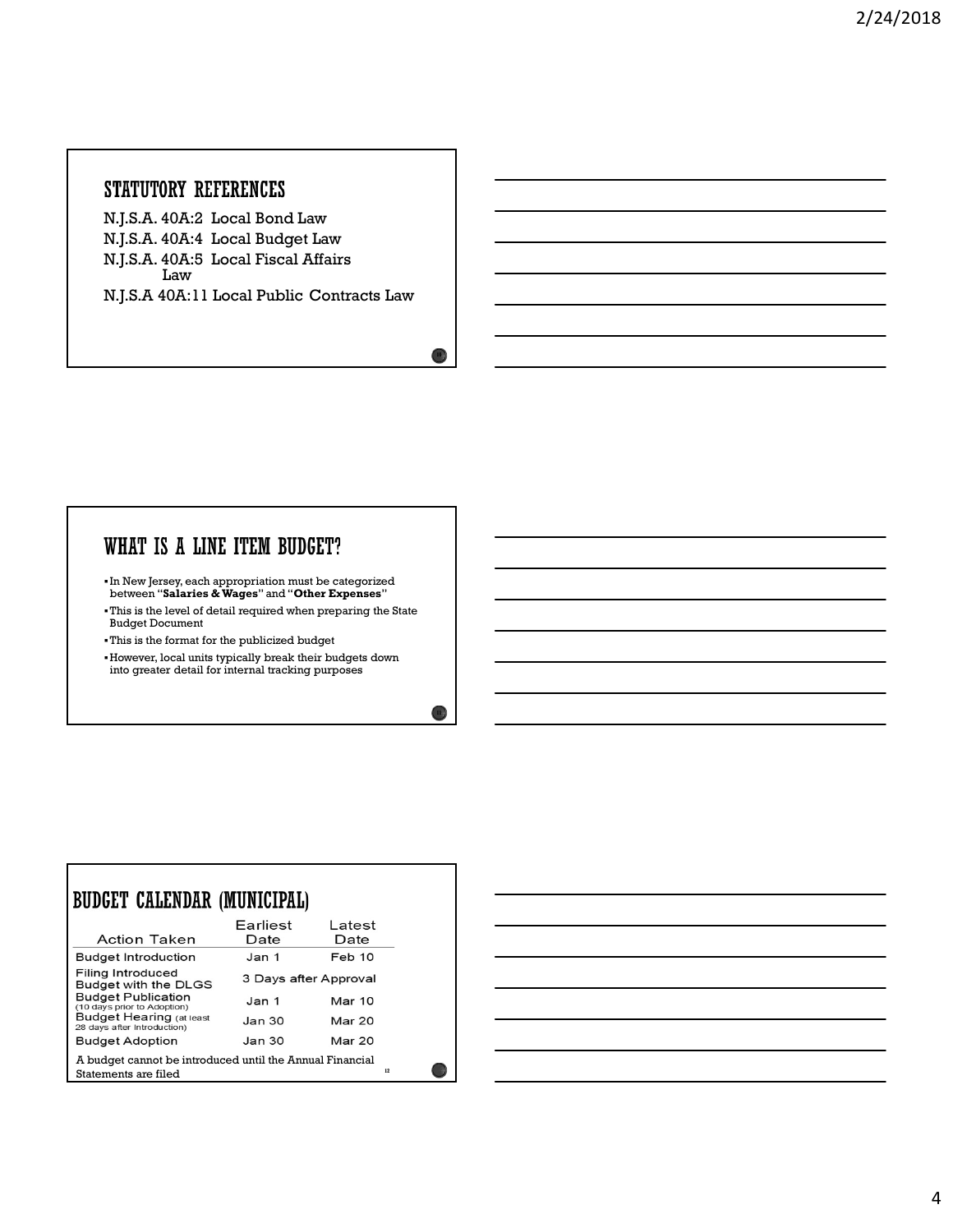## STATUTORY REFERENCES

N.J.S.A. 40A:2 Local Bond Law

N.J.S.A. 40A:4 Local Budget Law

N.J.S.A. 40A:5 Local Fiscal Affairs Law

N.J.S.A 40A:11 Local Public Contracts Law

## WHAT IS A LINE ITEM BUDGET?

- In New Jersey, each appropriation must be categorized between "**Salaries & Wages**" and "**Other Expenses**"
- This is the level of detail required when preparing the State Budget Document
- This is the format for the publicized budget
- However, local units typically break their budgets down into greater detail for internal tracking purposes

## BUDGET CALENDAR (MUNICIPAL)

| Action Taken | Earliest Date | Latest Date |
|---|---|---|
| Budget Introduction | Jan 1 | Feb 10 |
| Filing Introduced Budget with the DLGS | 3 Days after Approval | |
| Budget Publication (10 days prior to Adoption) | Jan 1 | Mar 10 |
| Budget Hearing (at least 28 days after Introduction) | Jan 30 | Mar 20 |
| Budget Adoption | Jan 30 | Mar 20 |

A budget cannot be introduced until the Annual Financial Statements are filed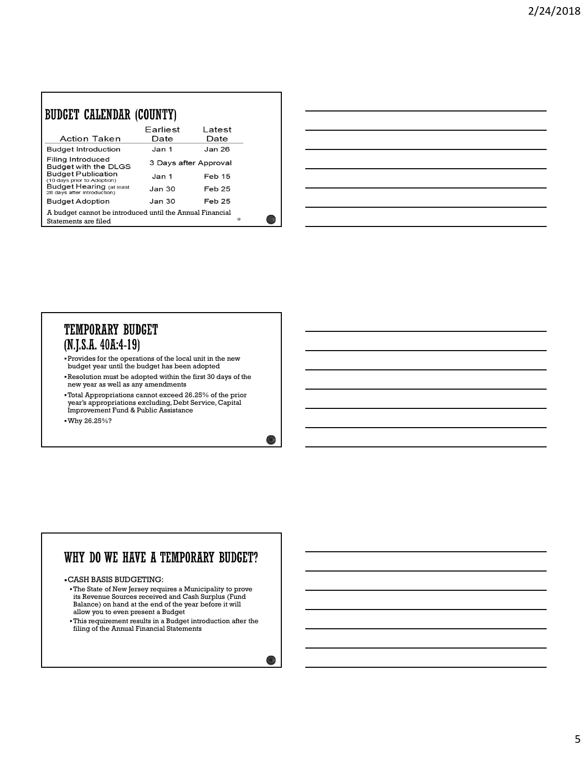## BUDGET CALENDAR (COUNTY)

| Action Taken | Earliest Date | Latest Date |
|---|---|---|
| Budget Introduction | Jan 1 | Jan 26 |
| Filing Introduced Budget with the DLGS | 3 Days after Approval | |
| Budget Publication (10 days prior to Adoption) | Jan 1 | Feb 15 |
| Budget Hearing (at least 28 days after introduction) | Jan 30 | Feb 25 |
| Budget Adoption | Jan 30 | Feb 25 |

A budget cannot be introduced until the Annual Financial Statements are filed

## TEMPORARY BUDGET (N.J.S.A. 40A:4-19)

- Provides for the operations of the local unit in the new budget year until the budget has been adopted
- Resolution must be adopted within the first 30 days of the new year as well as any amendments
- Total Appropriations cannot exceed 26.25% of the prior year's appropriations excluding, Debt Service, Capital Improvement Fund & Public Assistance
- Why 26.25%?

## WHY DO WE HAVE A TEMPORARY BUDGET?

- CASH BASIS BUDGETING:
  - The State of New Jersey requires a Municipality to prove its Revenue Sources received and Cash Surplus (Fund Balance) on hand at the end of the year before it will allow you to even present a Budget
  - This requirement results in a Budget introduction after the filing of the Annual Financial Statements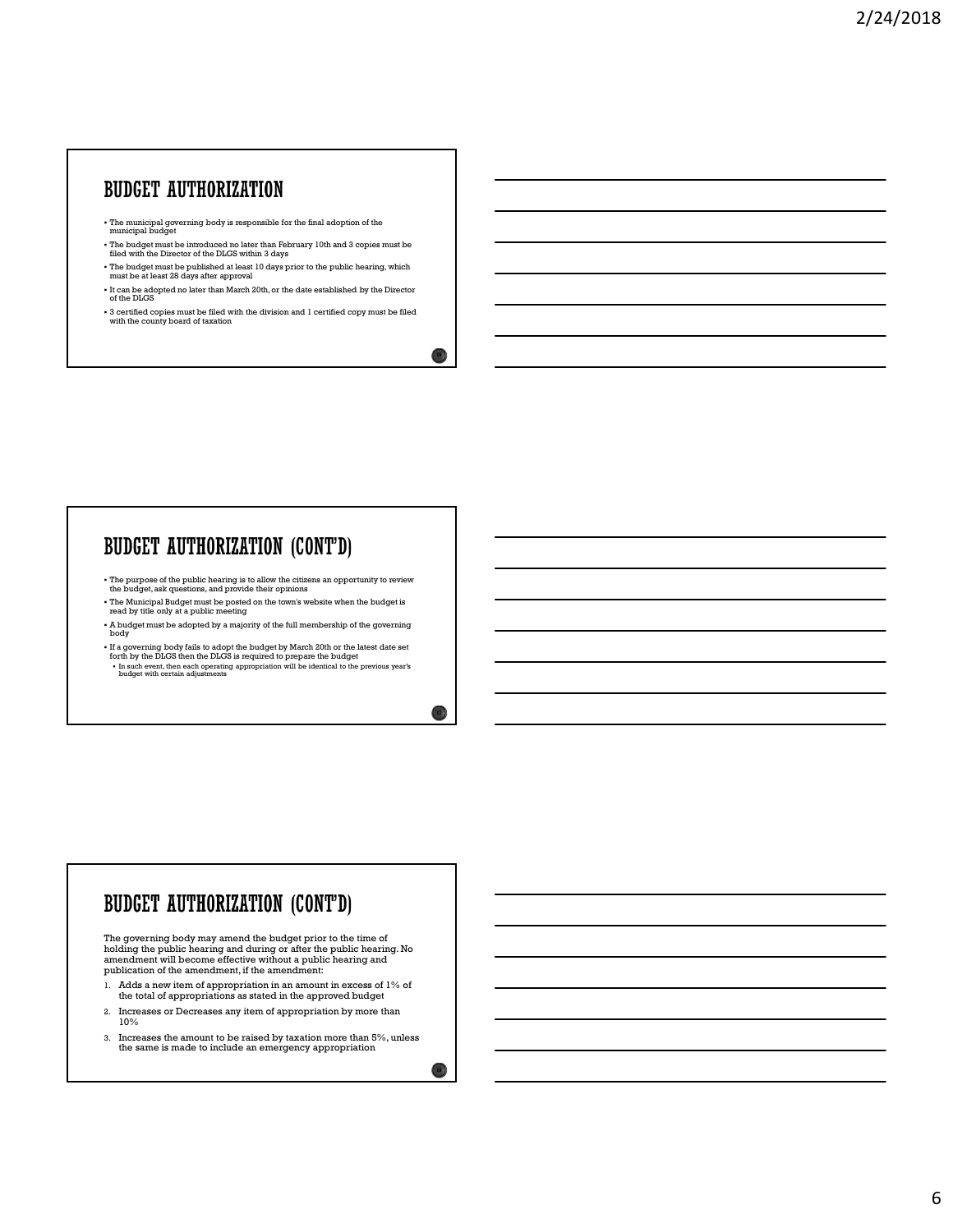# BUDGET AUTHORIZATION

- The municipal governing body is responsible for the final adoption of the municipal budget
- The budget must be introduced no later than February 10th and 3 copies must be filed with the Director of the DLGS within 3 days
- The budget must be published at least 10 days prior to the public hearing, which must be at least 28 days after approval
- It can be adopted no later than March 20th, or the date established by the Director of the DLGS
- 3 certified copies must be filed with the division and 1 certified copy must be filed with the county board of taxation

# BUDGET AUTHORIZATION (CONT'D)

- The purpose of the public hearing is to allow the citizens an opportunity to review the budget, ask questions, and provide their opinions
- The Municipal Budget must be posted on the town's website when the budget is read by title only at a public meeting
- A budget must be adopted by a majority of the full membership of the governing body
- If a governing body fails to adopt the budget by March 20th or the latest date set forth by the DLGS then the DLGS is required to prepare the budget
  - In such event, then each operating appropriation will be identical to the previous year's budget with certain adjustments

# BUDGET AUTHORIZATION (CONT'D)

The governing body may amend the budget prior to the time of holding the public hearing and during or after the public hearing. No amendment will become effective without a public hearing and publication of the amendment, if the amendment:

1. Adds a new item of appropriation in an amount in excess of 1% of the total of appropriations as stated in the approved budget
2. Increases or Decreases any item of appropriation by more than 10%
3. Increases the amount to be raised by taxation more than 5%, unless the same is made to include an emergency appropriation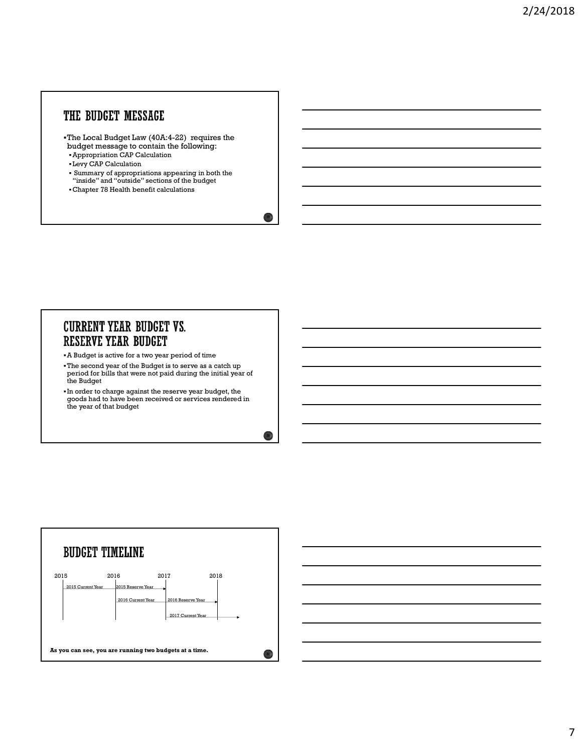## THE BUDGET MESSAGE

- The Local Budget Law (40A:4-22) requires the budget message to contain the following:
  - Appropriation CAP Calculation
  - Levy CAP Calculation
  - Summary of appropriations appearing in both the "inside" and "outside" sections of the budget
  - Chapter 78 Health benefit calculations

## CURRENT YEAR BUDGET VS. RESERVE YEAR BUDGET

- A Budget is active for a two year period of time
- The second year of the Budget is to serve as a catch up period for bills that were not paid during the initial year of the Budget
- In order to charge against the reserve year budget, the goods had to have been received or services rendered in the year of that budget

## BUDGET TIMELINE

| 2015 | 2016 | 2017 | 2018 |
|---|---|---|---|
| 2015 Current Year | 2015 Reserve Year | | |
| | 2016 Current Year | 2016 Reserve Year | |
| | | 2017 Current Year | |

**As you can see, you are running two budgets at a time.**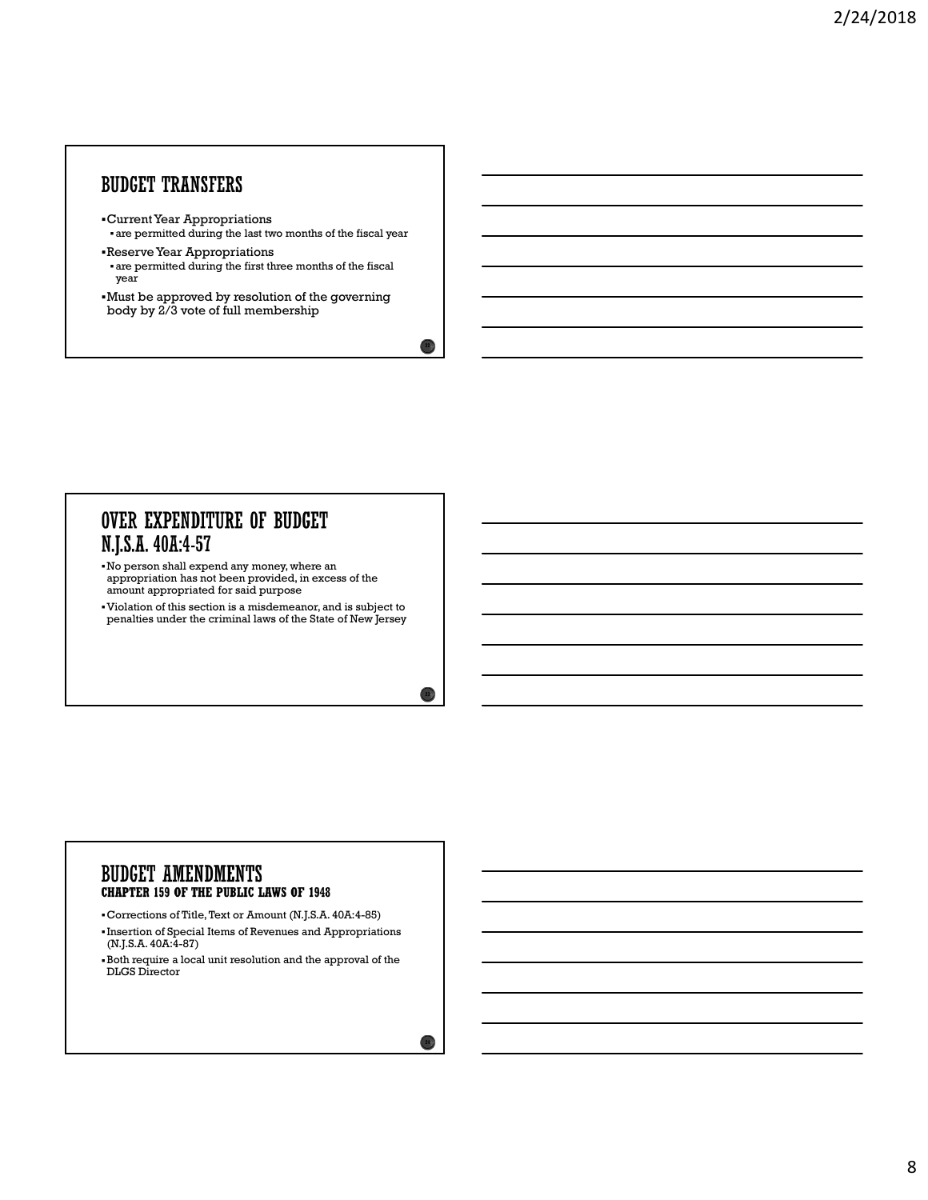## BUDGET TRANSFERS

- Current Year Appropriations
  - are permitted during the last two months of the fiscal year
- Reserve Year Appropriations
  - are permitted during the first three months of the fiscal year
- Must be approved by resolution of the governing body by 2/3 vote of full membership

## OVER EXPENDITURE OF BUDGET N.J.S.A. 40A:4-57

- No person shall expend any money, where an appropriation has not been provided, in excess of the amount appropriated for said purpose
- Violation of this section is a misdemeanor, and is subject to penalties under the criminal laws of the State of New Jersey

## BUDGET AMENDMENTS

### CHAPTER 159 OF THE PUBLIC LAWS OF 1948

- Corrections of Title, Text or Amount (N.J.S.A. 40A:4-85)
- Insertion of Special Items of Revenues and Appropriations (N.J.S.A. 40A:4-87)
- Both require a local unit resolution and the approval of the DLGS Director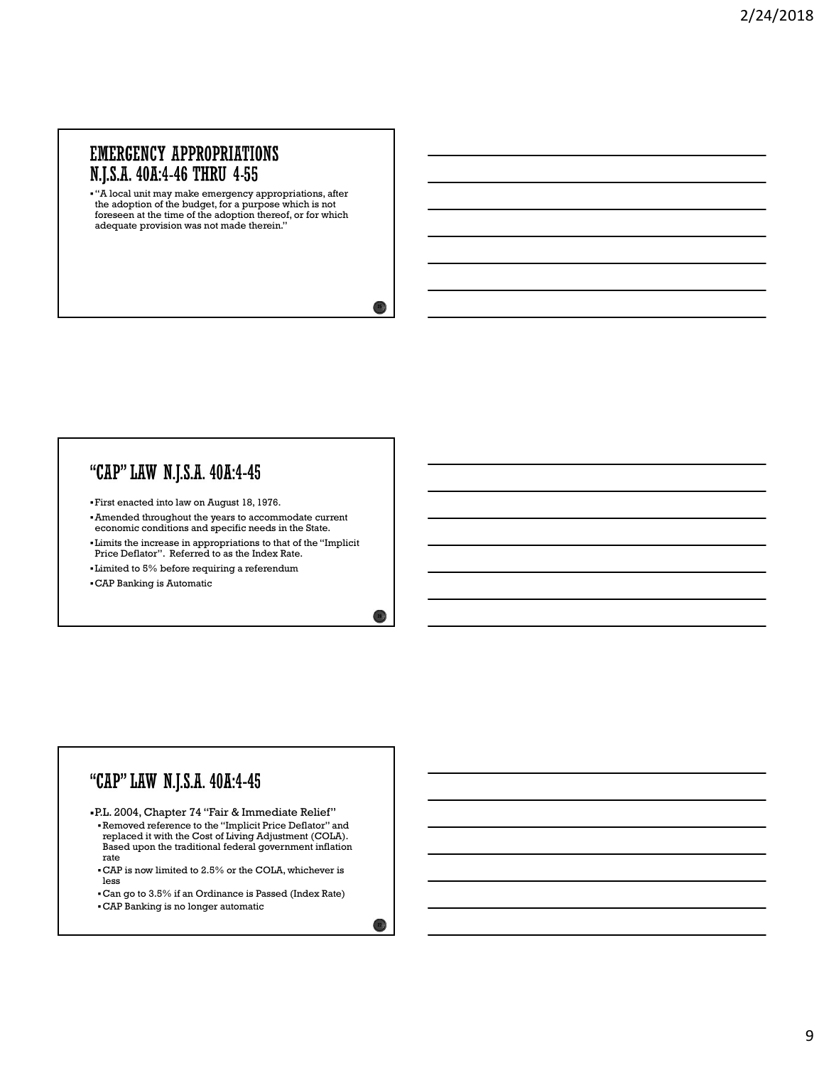## EMERGENCY APPROPRIATIONS N.J.S.A. 40A:4-46 THRU 4-55

- "A local unit may make emergency appropriations, after the adoption of the budget, for a purpose which is not foreseen at the time of the adoption thereof, or for which adequate provision was not made therein."

## "CAP" LAW N.J.S.A. 40A:4-45

- First enacted into law on August 18, 1976.
- Amended throughout the years to accommodate current economic conditions and specific needs in the State.
- Limits the increase in appropriations to that of the "Implicit Price Deflator". Referred to as the Index Rate.
- Limited to 5% before requiring a referendum
- CAP Banking is Automatic

## "CAP" LAW N.J.S.A. 40A:4-45

- P.L. 2004, Chapter 74 "Fair & Immediate Relief"
  - Removed reference to the "Implicit Price Deflator" and replaced it with the Cost of Living Adjustment (COLA). Based upon the traditional federal government inflation rate
  - CAP is now limited to 2.5% or the COLA, whichever is less
  - Can go to 3.5% if an Ordinance is Passed (Index Rate)
  - CAP Banking is no longer automatic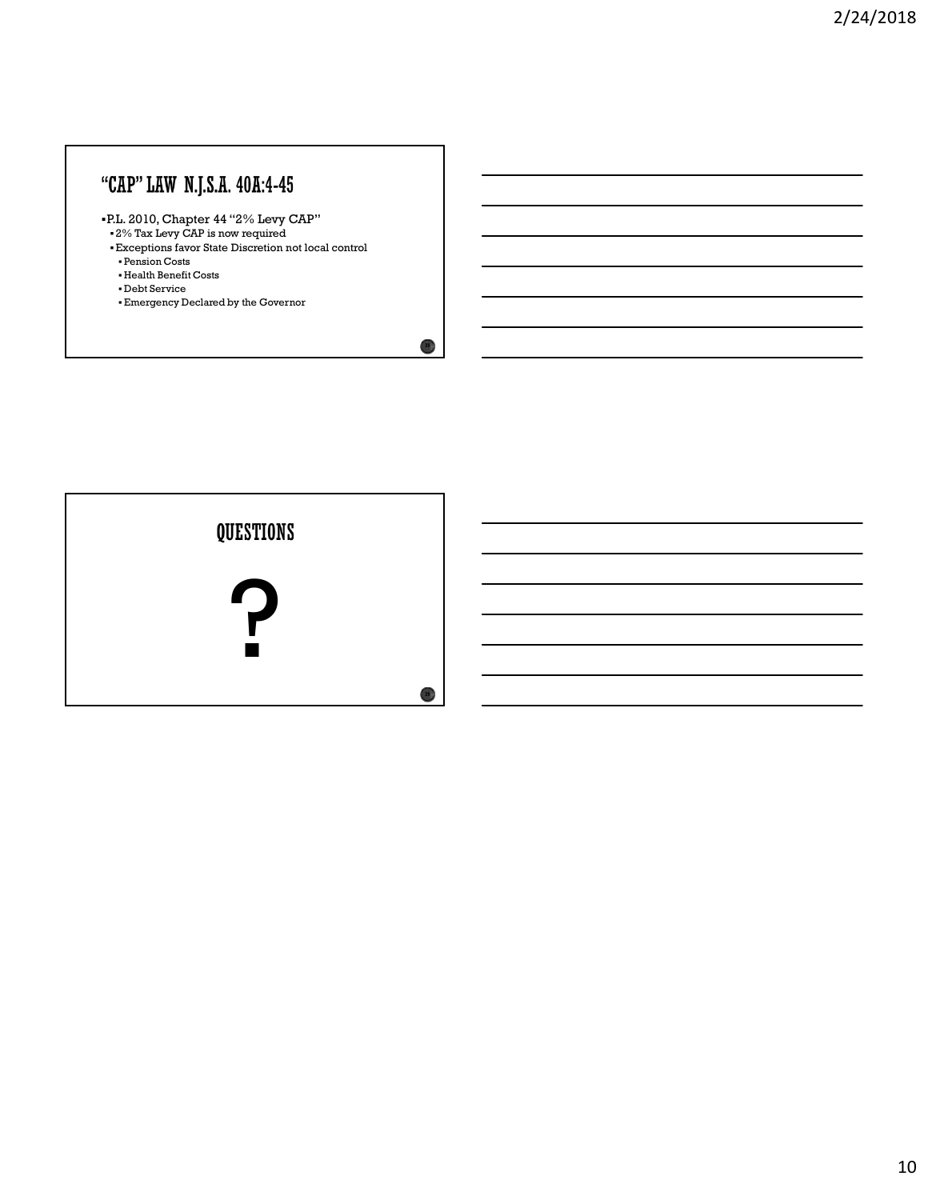## "CAP" LAW N.J.S.A. 40A:4-45

- P.L. 2010, Chapter 44 "2% Levy CAP"
  - 2% Tax Levy CAP is now required
  - Exceptions favor State Discretion not local control
    - Pension Costs
    - Health Benefit Costs
    - Debt Service
    - Emergency Declared by the Governor

## QUESTIONS

?